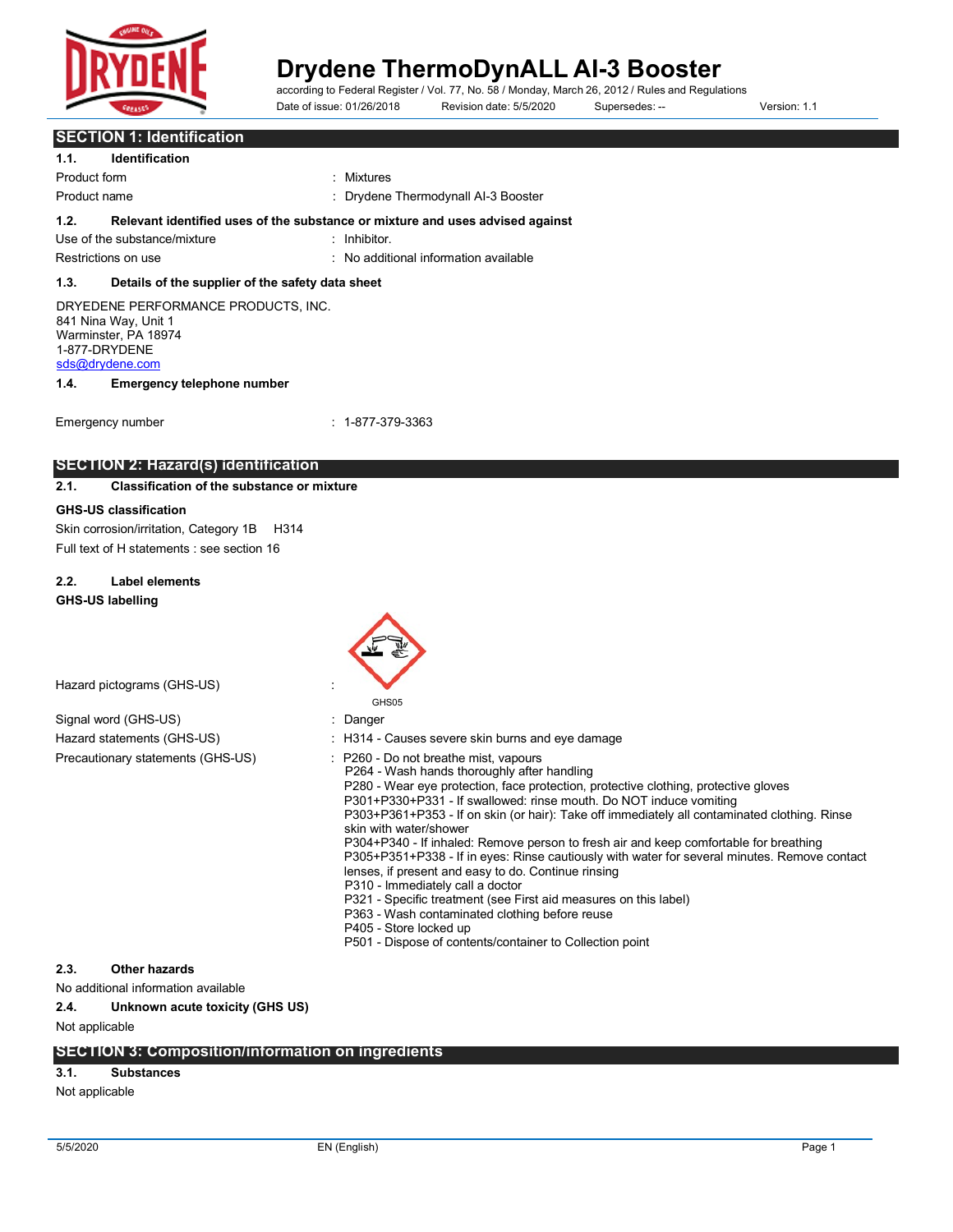# Drydene ThermoDynALL AI-3 Booster

according to Federal Register / Vol. 77, No. 58 / Monday, March 26, 2012 / Rules and Regulations

Date of issue: 01/26/2018 Revision date: 5/5/2020 Supersedes: -- Version: 1.1

## SECTION 1: Identification

### 1.1. Identification

Product form : Mixtures

Product name : Drydene Thermodynall AI-3 Booster

### 1.2. Relevant identified uses of the substance or mixture and uses advised against

Use of the substance/mixture : Inhibitor.

Restrictions on use : No additional information available

### 1.3. Details of the supplier of the safety data sheet

DRYEDENE PERFORMANCE PRODUCTS, INC.
841 Nina Way, Unit 1
Warminster, PA 18974
1-877-DRYDENE
sds@drydene.com

### 1.4. Emergency telephone number

Emergency number : 1-877-379-3363

## SECTION 2: Hazard(s) identification

### 2.1. Classification of the substance or mixture

**GHS-US classification**

Skin corrosion/irritation, Category 1B H314

Full text of H statements : see section 16

### 2.2. Label elements

**GHS-US labelling**

Hazard pictograms (GHS-US) : GHS05

Signal word (GHS-US) : Danger

Hazard statements (GHS-US) : H314 - Causes severe skin burns and eye damage

Precautionary statements (GHS-US) :
P260 - Do not breathe mist, vapours
P264 - Wash hands thoroughly after handling
P280 - Wear eye protection, face protection, protective clothing, protective gloves
P301+P330+P331 - If swallowed: rinse mouth. Do NOT induce vomiting
P303+P361+P353 - If on skin (or hair): Take off immediately all contaminated clothing. Rinse skin with water/shower
P304+P340 - If inhaled: Remove person to fresh air and keep comfortable for breathing
P305+P351+P338 - If in eyes: Rinse cautiously with water for several minutes. Remove contact lenses, if present and easy to do. Continue rinsing
P310 - Immediately call a doctor
P321 - Specific treatment (see First aid measures on this label)
P363 - Wash contaminated clothing before reuse
P405 - Store locked up
P501 - Dispose of contents/container to Collection point

### 2.3. Other hazards

No additional information available

### 2.4. Unknown acute toxicity (GHS US)

Not applicable

## SECTION 3: Composition/information on ingredients

### 3.1. Substances

Not applicable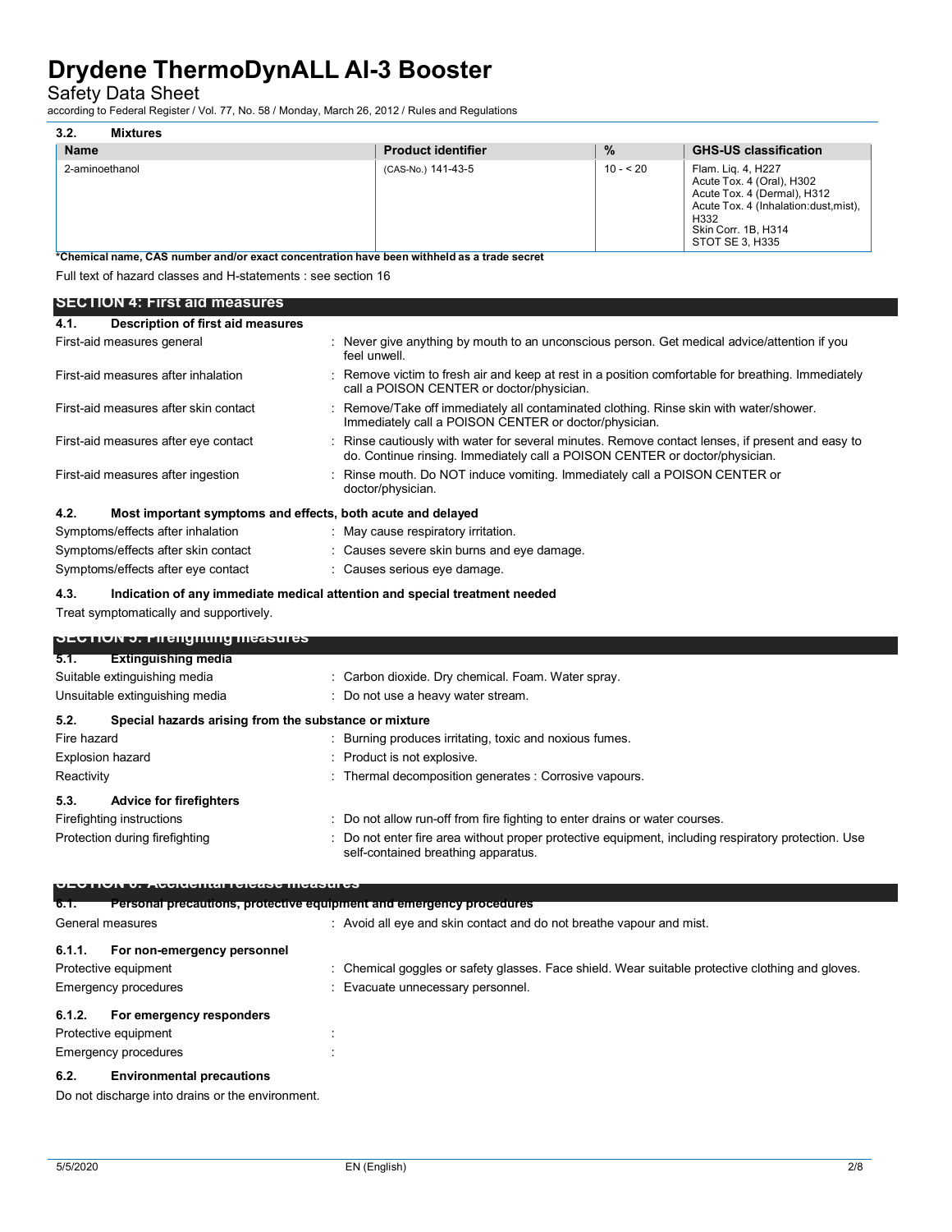### 3.2. Mixtures

| Name | Product identifier | % | GHS-US classification |
|---|---|---|---|
| 2-aminoethanol | (CAS-No.) 141-43-5 | 10 - < 20 | Flam. Liq. 4, H227<br>Acute Tox. 4 (Oral), H302<br>Acute Tox. 4 (Dermal), H312<br>Acute Tox. 4 (Inhalation:dust,mist), H332<br>Skin Corr. 1B, H314<br>STOT SE 3, H335 |

**\*Chemical name, CAS number and/or exact concentration have been withheld as a trade secret**

Full text of hazard classes and H-statements : see section 16

## SECTION 4: First aid measures

### 4.1. Description of first aid measures

First-aid measures general : Never give anything by mouth to an unconscious person. Get medical advice/attention if you feel unwell.

First-aid measures after inhalation : Remove victim to fresh air and keep at rest in a position comfortable for breathing. Immediately call a POISON CENTER or doctor/physician.

First-aid measures after skin contact : Remove/Take off immediately all contaminated clothing. Rinse skin with water/shower. Immediately call a POISON CENTER or doctor/physician.

First-aid measures after eye contact : Rinse cautiously with water for several minutes. Remove contact lenses, if present and easy to do. Continue rinsing. Immediately call a POISON CENTER or doctor/physician.

First-aid measures after ingestion : Rinse mouth. Do NOT induce vomiting. Immediately call a POISON CENTER or doctor/physician.

### 4.2. Most important symptoms and effects, both acute and delayed

Symptoms/effects after inhalation : May cause respiratory irritation.

Symptoms/effects after skin contact : Causes severe skin burns and eye damage.

Symptoms/effects after eye contact : Causes serious eye damage.

### 4.3. Indication of any immediate medical attention and special treatment needed

Treat symptomatically and supportively.

## SECTION 5: Firefighting measures

### 5.1. Extinguishing media

Suitable extinguishing media : Carbon dioxide. Dry chemical. Foam. Water spray.

Unsuitable extinguishing media : Do not use a heavy water stream.

### 5.2. Special hazards arising from the substance or mixture

Fire hazard : Burning produces irritating, toxic and noxious fumes.

Explosion hazard : Product is not explosive.

Reactivity : Thermal decomposition generates : Corrosive vapours.

### 5.3. Advice for firefighters

Firefighting instructions : Do not allow run-off from fire fighting to enter drains or water courses.

Protection during firefighting : Do not enter fire area without proper protective equipment, including respiratory protection. Use self-contained breathing apparatus.

## SECTION 6: Accidental release measures

### 6.1. Personal precautions, protective equipment and emergency procedures

General measures : Avoid all eye and skin contact and do not breathe vapour and mist.

#### 6.1.1. For non-emergency personnel

Protective equipment : Chemical goggles or safety glasses. Face shield. Wear suitable protective clothing and gloves.

Emergency procedures : Evacuate unnecessary personnel.

#### 6.1.2. For emergency responders

Protective equipment :

Emergency procedures :

### 6.2. Environmental precautions

Do not discharge into drains or the environment.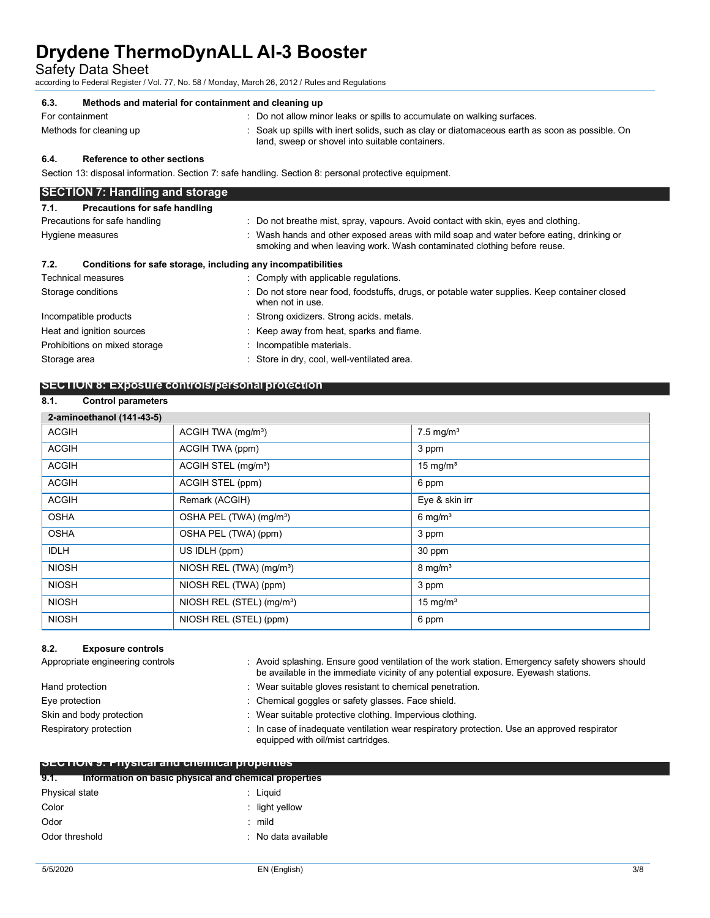### 6.3. Methods and material for containment and cleaning up

| | |
|---|---|
| For containment | : Do not allow minor leaks or spills to accumulate on walking surfaces. |
| Methods for cleaning up | : Soak up spills with inert solids, such as clay or diatomaceous earth as soon as possible. On land, sweep or shovel into suitable containers. |

### 6.4. Reference to other sections

Section 13: disposal information. Section 7: safe handling. Section 8: personal protective equipment.

## SECTION 7: Handling and storage

### 7.1. Precautions for safe handling

| | |
|---|---|
| Precautions for safe handling | : Do not breathe mist, spray, vapours. Avoid contact with skin, eyes and clothing. |
| Hygiene measures | : Wash hands and other exposed areas with mild soap and water before eating, drinking or smoking and when leaving work. Wash contaminated clothing before reuse. |

### 7.2. Conditions for safe storage, including any incompatibilities

| | |
|---|---|
| Technical measures | : Comply with applicable regulations. |
| Storage conditions | : Do not store near food, foodstuffs, drugs, or potable water supplies. Keep container closed when not in use. |
| Incompatible products | : Strong oxidizers. Strong acids. metals. |
| Heat and ignition sources | : Keep away from heat, sparks and flame. |
| Prohibitions on mixed storage | : Incompatible materials. |
| Storage area | : Store in dry, cool, well-ventilated area. |

## SECTION 8: Exposure controls/personal protection

### 8.1. Control parameters

| 2-aminoethanol (141-43-5) | | |
|---|---|---|
| ACGIH | ACGIH TWA (mg/m³) | 7.5 mg/m³ |
| ACGIH | ACGIH TWA (ppm) | 3 ppm |
| ACGIH | ACGIH STEL (mg/m³) | 15 mg/m³ |
| ACGIH | ACGIH STEL (ppm) | 6 ppm |
| ACGIH | Remark (ACGIH) | Eye & skin irr |
| OSHA | OSHA PEL (TWA) (mg/m³) | 6 mg/m³ |
| OSHA | OSHA PEL (TWA) (ppm) | 3 ppm |
| IDLH | US IDLH (ppm) | 30 ppm |
| NIOSH | NIOSH REL (TWA) (mg/m³) | 8 mg/m³ |
| NIOSH | NIOSH REL (TWA) (ppm) | 3 ppm |
| NIOSH | NIOSH REL (STEL) (mg/m³) | 15 mg/m³ |
| NIOSH | NIOSH REL (STEL) (ppm) | 6 ppm |

### 8.2. Exposure controls

| | |
|---|---|
| Appropriate engineering controls | : Avoid splashing. Ensure good ventilation of the work station. Emergency safety showers should be available in the immediate vicinity of any potential exposure. Eyewash stations. |
| Hand protection | : Wear suitable gloves resistant to chemical penetration. |
| Eye protection | : Chemical goggles or safety glasses. Face shield. |
| Skin and body protection | : Wear suitable protective clothing. Impervious clothing. |
| Respiratory protection | : In case of inadequate ventilation wear respiratory protection. Use an approved respirator equipped with oil/mist cartridges. |

## SECTION 9: Physical and chemical properties

### 9.1. Information on basic physical and chemical properties

| | |
|---|---|
| Physical state | : Liquid |
| Color | : light yellow |
| Odor | : mild |
| Odor threshold | : No data available |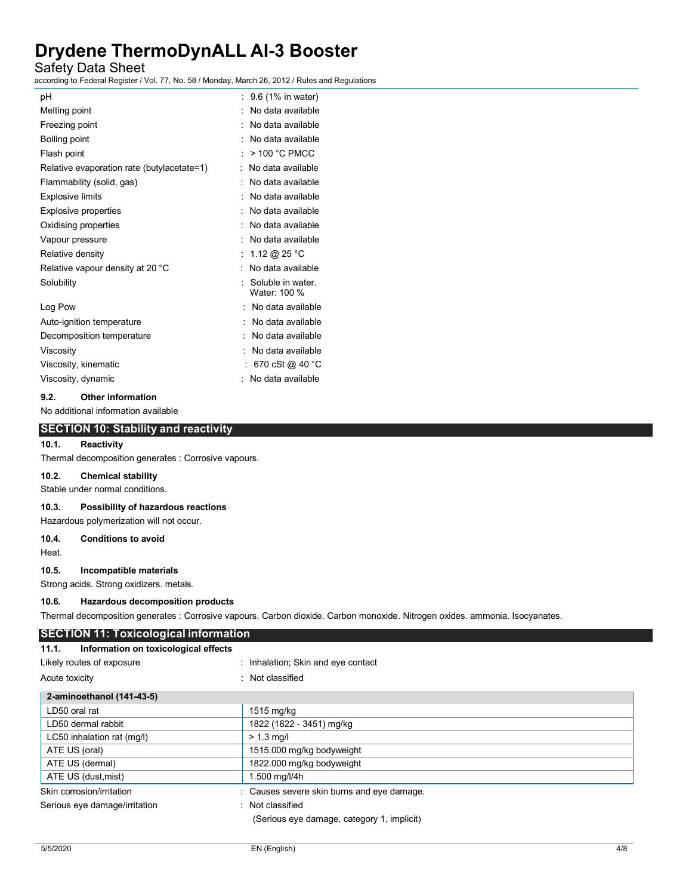| | |
|---|---|
| pH | : 9.6 (1% in water) |
| Melting point | : No data available |
| Freezing point | : No data available |
| Boiling point | : No data available |
| Flash point | : > 100 °C PMCC |
| Relative evaporation rate (butylacetate=1) | : No data available |
| Flammability (solid, gas) | : No data available |
| Explosive limits | : No data available |
| Explosive properties | : No data available |
| Oxidising properties | : No data available |
| Vapour pressure | : No data available |
| Relative density | : 1.12 @ 25 °C |
| Relative vapour density at 20 °C | : No data available |
| Solubility | : Soluble in water. Water: 100 % |
| Log Pow | : No data available |
| Auto-ignition temperature | : No data available |
| Decomposition temperature | : No data available |
| Viscosity | : No data available |
| Viscosity, kinematic | : 670 cSt @ 40 °C |
| Viscosity, dynamic | : No data available |

### 9.2. Other information

No additional information available

## SECTION 10: Stability and reactivity

### 10.1. Reactivity

Thermal decomposition generates : Corrosive vapours.

### 10.2. Chemical stability

Stable under normal conditions.

### 10.3. Possibility of hazardous reactions

Hazardous polymerization will not occur.

### 10.4. Conditions to avoid

Heat.

### 10.5. Incompatible materials

Strong acids. Strong oxidizers. metals.

### 10.6. Hazardous decomposition products

Thermal decomposition generates : Corrosive vapours. Carbon dioxide. Carbon monoxide. Nitrogen oxides. ammonia. Isocyanates.

## SECTION 11: Toxicological information

### 11.1. Information on toxicological effects

| | |
|---|---|
| Likely routes of exposure | : Inhalation; Skin and eye contact |
| Acute toxicity | : Not classified |

| 2-aminoethanol (141-43-5) | |
|---|---|
| LD50 oral rat | 1515 mg/kg |
| LD50 dermal rabbit | 1822 (1822 - 3451) mg/kg |
| LC50 inhalation rat (mg/l) | > 1.3 mg/l |
| ATE US (oral) | 1515.000 mg/kg bodyweight |
| ATE US (dermal) | 1822.000 mg/kg bodyweight |
| ATE US (dust,mist) | 1.500 mg/l/4h |

| | |
|---|---|
| Skin corrosion/irritation | : Causes severe skin burns and eye damage. |
| Serious eye damage/irritation | : Not classified (Serious eye damage, category 1, implicit) |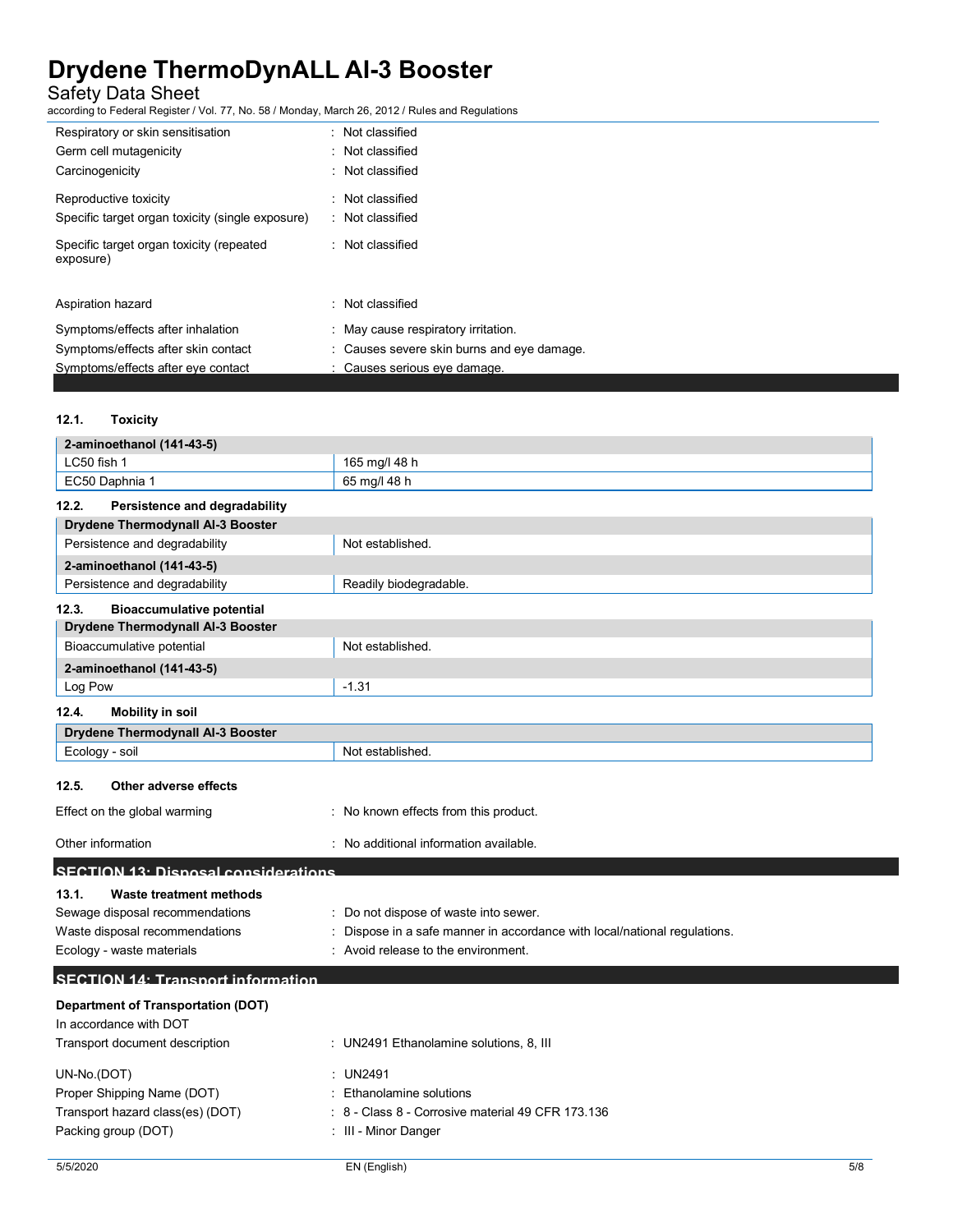| | |
|---|---|
| Respiratory or skin sensitisation | : Not classified |
| Germ cell mutagenicity | : Not classified |
| Carcinogenicity | : Not classified |
| Reproductive toxicity | : Not classified |
| Specific target organ toxicity (single exposure) | : Not classified |
| Specific target organ toxicity (repeated exposure) | : Not classified |
| Aspiration hazard | : Not classified |
| Symptoms/effects after inhalation | : May cause respiratory irritation. |
| Symptoms/effects after skin contact | : Causes severe skin burns and eye damage. |
| Symptoms/effects after eye contact | : Causes serious eye damage. |

### 12.1. Toxicity

| 2-aminoethanol (141-43-5) | |
|---|---|
| LC50 fish 1 | 165 mg/l 48 h |
| EC50 Daphnia 1 | 65 mg/l 48 h |

### 12.2. Persistence and degradability

| Drydene Thermodynall Al-3 Booster | |
|---|---|
| Persistence and degradability | Not established. |
| **2-aminoethanol (141-43-5)** | |
| Persistence and degradability | Readily biodegradable. |

### 12.3. Bioaccumulative potential

| Drydene Thermodynall Al-3 Booster | |
|---|---|
| Bioaccumulative potential | Not established. |
| **2-aminoethanol (141-43-5)** | |
| Log Pow | -1.31 |

### 12.4. Mobility in soil

| Drydene Thermodynall Al-3 Booster | |
|---|---|
| Ecology - soil | Not established. |

### 12.5. Other adverse effects

| | |
|---|---|
| Effect on the global warming | : No known effects from this product. |
| Other information | : No additional information available. |

## SECTION 13: Disposal considerations

### 13.1. Waste treatment methods

| | |
|---|---|
| Sewage disposal recommendations | : Do not dispose of waste into sewer. |
| Waste disposal recommendations | : Dispose in a safe manner in accordance with local/national regulations. |
| Ecology - waste materials | : Avoid release to the environment. |

## SECTION 14: Transport information

**Department of Transportation (DOT)**

In accordance with DOT

| | |
|---|---|
| Transport document description | : UN2491 Ethanolamine solutions, 8, III |
| UN-No.(DOT) | : UN2491 |
| Proper Shipping Name (DOT) | : Ethanolamine solutions |
| Transport hazard class(es) (DOT) | : 8 - Class 8 - Corrosive material 49 CFR 173.136 |
| Packing group (DOT) | : III - Minor Danger |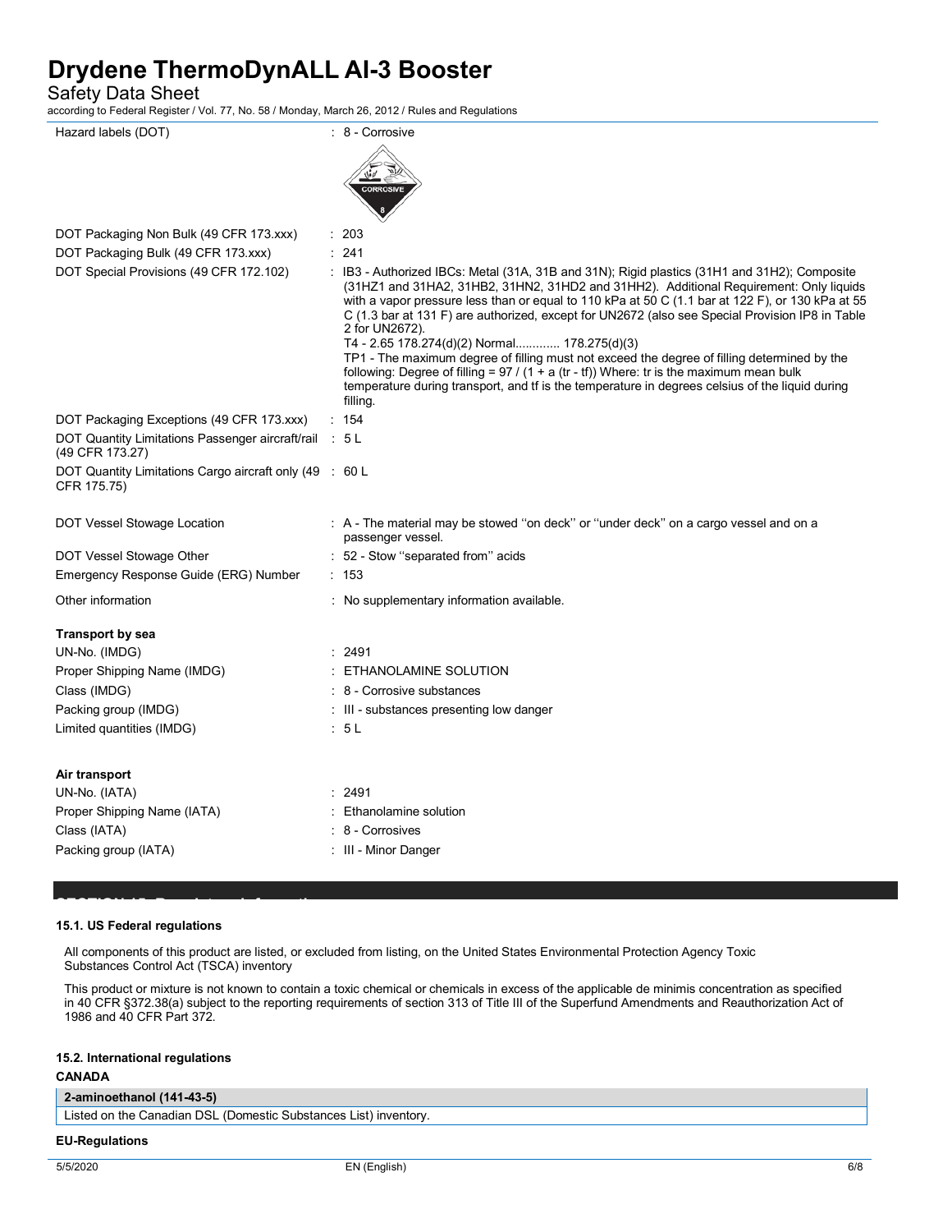| | |
|---|---|
| Hazard labels (DOT) | : 8 - Corrosive |
| DOT Packaging Non Bulk (49 CFR 173.xxx) | : 203 |
| DOT Packaging Bulk (49 CFR 173.xxx) | : 241 |
| DOT Special Provisions (49 CFR 172.102) | : IB3 - Authorized IBCs: Metal (31A, 31B and 31N); Rigid plastics (31H1 and 31H2); Composite (31HZ1 and 31HA2, 31HB2, 31HN2, 31HD2 and 31HH2). Additional Requirement: Only liquids with a vapor pressure less than or equal to 110 kPa at 50 C (1.1 bar at 122 F), or 130 kPa at 55 C (1.3 bar at 131 F) are authorized, except for UN2672 (also see Special Provision IP8 in Table 2 for UN2672).<br>T4 - 2.65 178.274(d)(2) Normal............. 178.275(d)(3)<br>TP1 - The maximum degree of filling must not exceed the degree of filling determined by the following: Degree of filling = 97 / (1 + a (tr - tf)) Where: tr is the maximum mean bulk temperature during transport, and tf is the temperature in degrees celsius of the liquid during filling. |
| DOT Packaging Exceptions (49 CFR 173.xxx) | : 154 |
| DOT Quantity Limitations Passenger aircraft/rail (49 CFR 173.27) | : 5 L |
| DOT Quantity Limitations Cargo aircraft only (49 CFR 175.75) | : 60 L |
| DOT Vessel Stowage Location | : A - The material may be stowed ''on deck'' or ''under deck'' on a cargo vessel and on a passenger vessel. |
| DOT Vessel Stowage Other | : 52 - Stow ''separated from'' acids |
| Emergency Response Guide (ERG) Number | : 153 |
| Other information | : No supplementary information available. |

**Transport by sea**

| | |
|---|---|
| UN-No. (IMDG) | : 2491 |
| Proper Shipping Name (IMDG) | : ETHANOLAMINE SOLUTION |
| Class (IMDG) | : 8 - Corrosive substances |
| Packing group (IMDG) | : III - substances presenting low danger |
| Limited quantities (IMDG) | : 5 L |

**Air transport**

| | |
|---|---|
| UN-No. (IATA) | : 2491 |
| Proper Shipping Name (IATA) | : Ethanolamine solution |
| Class (IATA) | : 8 - Corrosives |
| Packing group (IATA) | : III - Minor Danger |

## SECTION 15: Regulatory information

### 15.1. US Federal regulations

All components of this product are listed, or excluded from listing, on the United States Environmental Protection Agency Toxic Substances Control Act (TSCA) inventory

This product or mixture is not known to contain a toxic chemical or chemicals in excess of the applicable de minimis concentration as specified in 40 CFR §372.38(a) subject to the reporting requirements of section 313 of Title III of the Superfund Amendments and Reauthorization Act of 1986 and 40 CFR Part 372.

### 15.2. International regulations

**CANADA**

| 2-aminoethanol (141-43-5) |
|---|
| Listed on the Canadian DSL (Domestic Substances List) inventory. |

**EU-Regulations**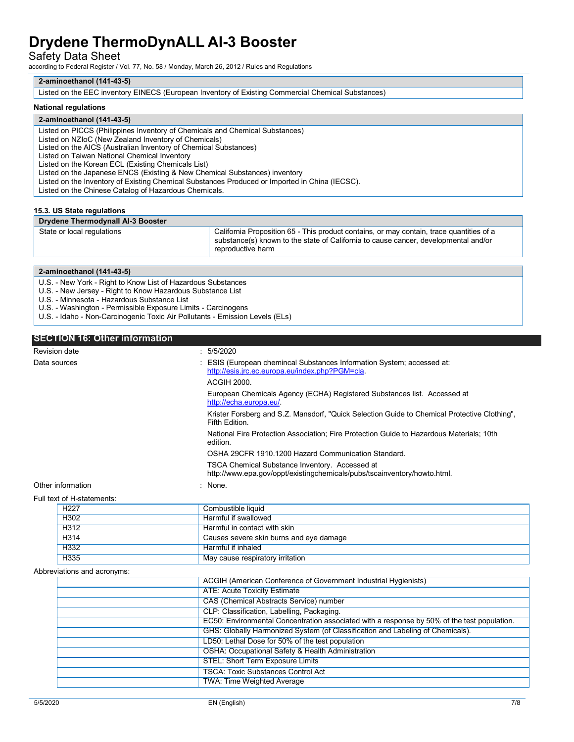| 2-aminoethanol (141-43-5) |
| --- |
| Listed on the EEC inventory EINECS (European Inventory of Existing Commercial Chemical Substances) |

**National regulations**

| 2-aminoethanol (141-43-5) |
| --- |
| Listed on PICCS (Philippines Inventory of Chemicals and Chemical Substances)<br>Listed on NZIoC (New Zealand Inventory of Chemicals)<br>Listed on the AICS (Australian Inventory of Chemical Substances)<br>Listed on Taiwan National Chemical Inventory<br>Listed on the Korean ECL (Existing Chemicals List)<br>Listed on the Japanese ENCS (Existing & New Chemical Substances) inventory<br>Listed on the Inventory of Existing Chemical Substances Produced or Imported in China (IECSC).<br>Listed on the Chinese Catalog of Hazardous Chemicals. |

### 15.3. US State regulations

| Drydene Thermodynall Al-3 Booster | |
| --- | --- |
| State or local regulations | California Proposition 65 - This product contains, or may contain, trace quantities of a substance(s) known to the state of California to cause cancer, developmental and/or reproductive harm |

| 2-aminoethanol (141-43-5) |
| --- |
| U.S. - New York - Right to Know List of Hazardous Substances<br>U.S. - New Jersey - Right to Know Hazardous Substance List<br>U.S. - Minnesota - Hazardous Substance List<br>U.S. - Washington - Permissible Exposure Limits - Carcinogens<br>U.S. - Idaho - Non-Carcinogenic Toxic Air Pollutants - Emission Levels (ELs) |

## SECTION 16: Other information

Revision date : 5/5/2020

Data sources :
- ESIS (European chemincal Substances Information System; accessed at: http://esis.jrc.ec.europa.eu/index.php?PGM=cla.
- ACGIH 2000.
- European Chemicals Agency (ECHA) Registered Substances list. Accessed at http://echa.europa.eu/.
- Krister Forsberg and S.Z. Mansdorf, "Quick Selection Guide to Chemical Protective Clothing", Fifth Edition.
- National Fire Protection Association; Fire Protection Guide to Hazardous Materials; 10th edition.
- OSHA 29CFR 1910.1200 Hazard Communication Standard.
- TSCA Chemical Substance Inventory. Accessed at http://www.epa.gov/oppt/existingchemicals/pubs/tscainventory/howto.html.

Other information : None.

Full text of H-statements:

| | |
| --- | --- |
| H227 | Combustible liquid |
| H302 | Harmful if swallowed |
| H312 | Harmful in contact with skin |
| H314 | Causes severe skin burns and eye damage |
| H332 | Harmful if inhaled |
| H335 | May cause respiratory irritation |

Abbreviations and acronyms:

| | |
| --- | --- |
| | ACGIH (American Conference of Government Industrial Hygienists) |
| | ATE: Acute Toxicity Estimate |
| | CAS (Chemical Abstracts Service) number |
| | CLP: Classification, Labelling, Packaging. |
| | EC50: Environmental Concentration associated with a response by 50% of the test population. |
| | GHS: Globally Harmonized System (of Classification and Labeling of Chemicals). |
| | LD50: Lethal Dose for 50% of the test population |
| | OSHA: Occupational Safety & Health Administration |
| | STEL: Short Term Exposure Limits |
| | TSCA: Toxic Substances Control Act |
| | TWA: Time Weighted Average |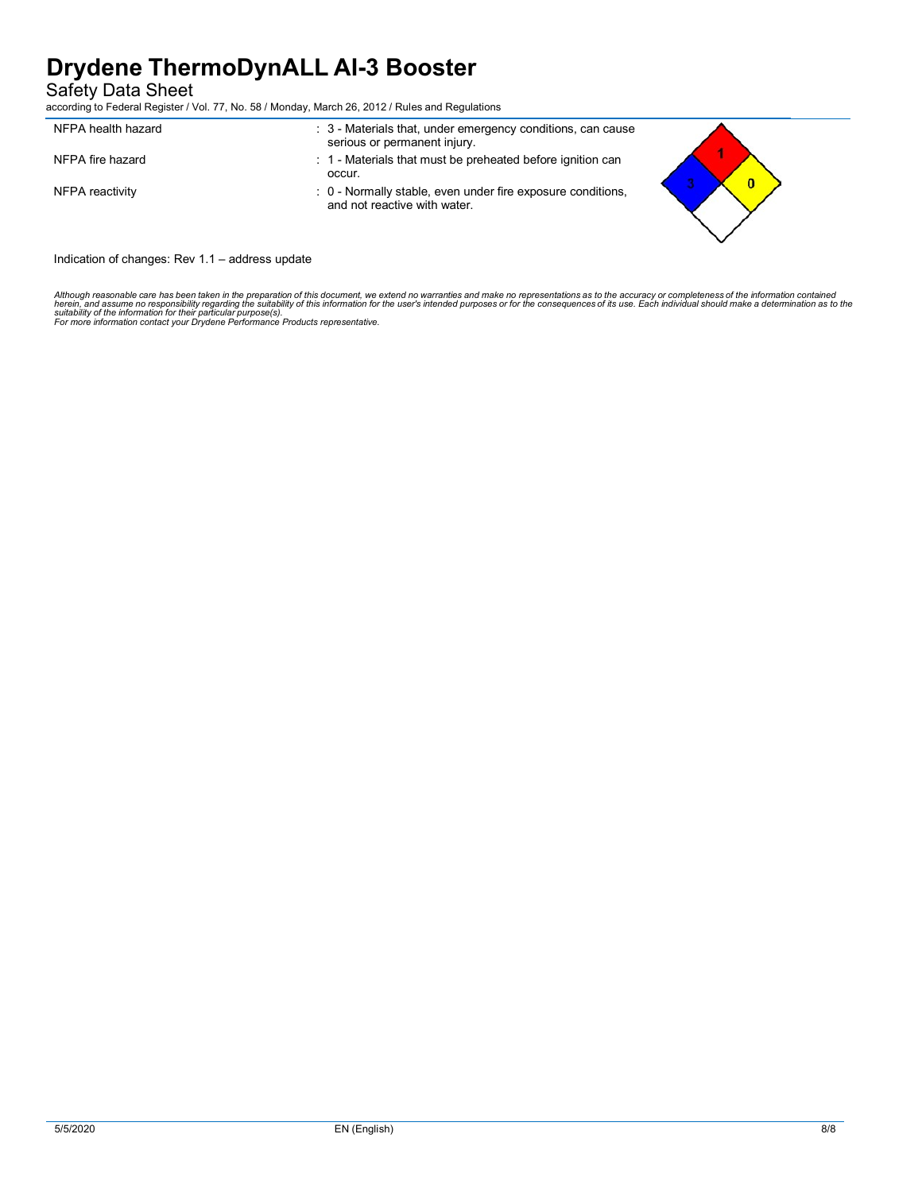NFPA health hazard : 3 - Materials that, under emergency conditions, can cause serious or permanent injury.

NFPA fire hazard : 1 - Materials that must be preheated before ignition can occur.

NFPA reactivity : 0 - Normally stable, even under fire exposure conditions, and not reactive with water.

Indication of changes: Rev 1.1 – address update

*Although reasonable care has been taken in the preparation of this document, we extend no warranties and make no representations as to the accuracy or completeness of the information contained herein, and assume no responsibility regarding the suitability of this information for the user's intended purposes or for the consequences of its use. Each individual should make a determination as to the suitability of the information for their particular purpose(s).*
*For more information contact your Drydene Performance Products representative.*